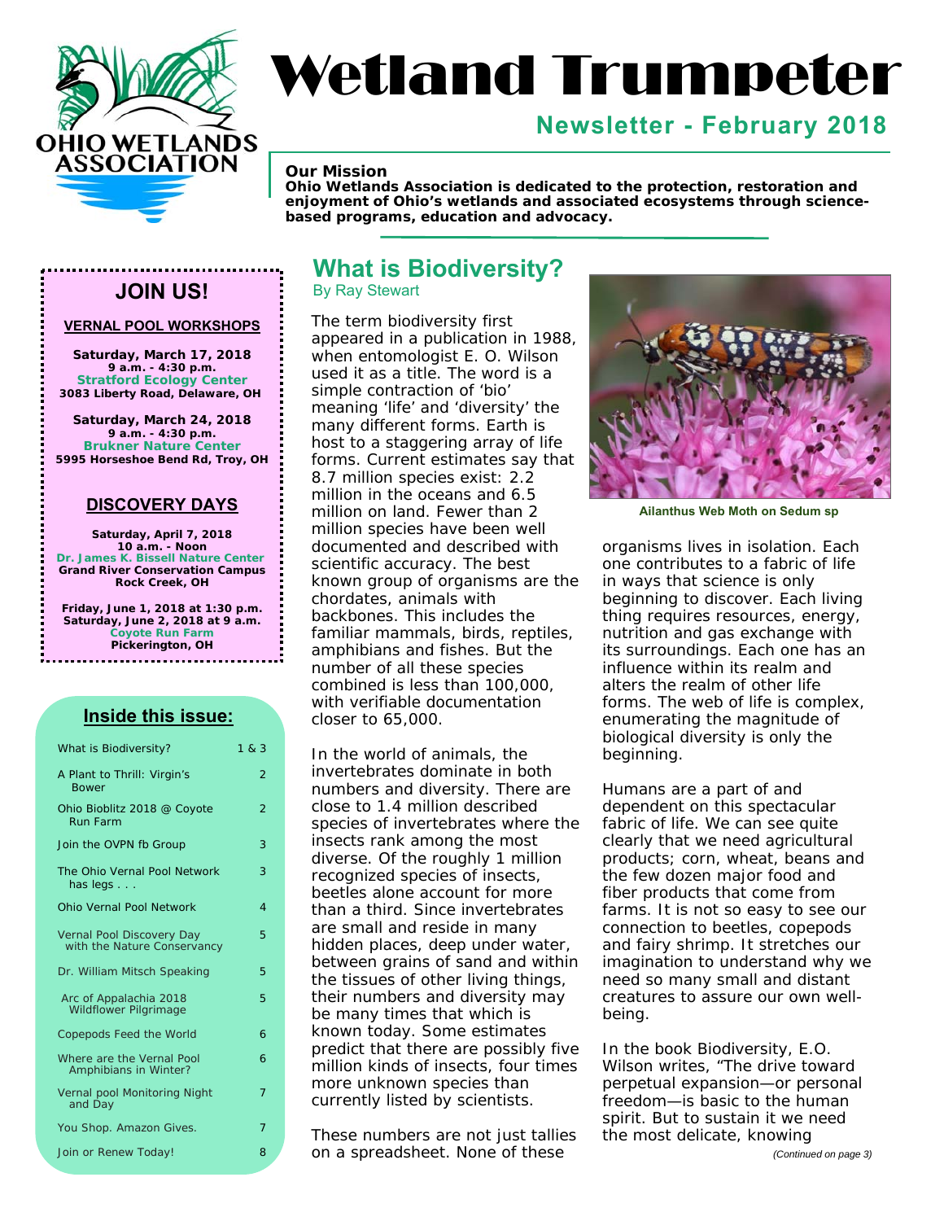# Wetland Trumpeter

OHIO WETLANDS ASSOCIATION

## Newsletter - February 2018

**Our Mission**
**Ohio Wetlands Association is dedicated to the protection, restoration and enjoyment of Ohio's wetlands and associated ecosystems through science-based programs, education and advocacy.**

## JOIN US!

### VERNAL POOL WORKSHOPS

**Saturday, March 17, 2018**
**9 a.m. - 4:30 p.m.**
**Stratford Ecology Center**
**3083 Liberty Road, Delaware, OH**

**Saturday, March 24, 2018**
**9 a.m. - 4:30 p.m.**
**Brukner Nature Center**
**5995 Horseshoe Bend Rd, Troy, OH**

### DISCOVERY DAYS

**Saturday, April 7, 2018**
**10 a.m. - Noon**
**Dr. James K. Bissell Nature Center**
**Grand River Conservation Campus**
**Rock Creek, OH**

**Friday, June 1, 2018 at 1:30 p.m.**
**Saturday, June 2, 2018 at 9 a.m.**
**Coyote Run Farm**
**Pickerington, OH**

### Inside this issue:

| | |
|---|---|
| What is Biodiversity? | 1 & 3 |
| A Plant to Thrill: Virgin's Bower | 2 |
| Ohio Bioblitz 2018 @ Coyote Run Farm | 2 |
| Join the OVPN fb Group | 3 |
| The Ohio Vernal Pool Network has legs . . . | 3 |
| Ohio Vernal Pool Network | 4 |
| Vernal Pool Discovery Day with the Nature Conservancy | 5 |
| Dr. William Mitsch Speaking | 5 |
| Arc of Appalachia 2018 Wildflower Pilgrimage | 5 |
| Copepods Feed the World | 6 |
| Where are the Vernal Pool Amphibians in Winter? | 6 |
| Vernal pool Monitoring Night and Day | 7 |
| You Shop. Amazon Gives. | 7 |
| Join or Renew Today! | 8 |

## What is Biodiversity?

By Ray Stewart

The term biodiversity first appeared in a publication in 1988, when entomologist E. O. Wilson used it as a title. The word is a simple contraction of 'bio' meaning 'life' and 'diversity' the many different forms. Earth is host to a staggering array of life forms. Current estimates say that 8.7 million species exist: 2.2 million in the oceans and 6.5 million on land. Fewer than 2 million species have been well documented and described with scientific accuracy. The best known group of organisms are the chordates, animals with backbones. This includes the familiar mammals, birds, reptiles, amphibians and fishes. But the number of all these species combined is less than 100,000, with verifiable documentation closer to 65,000.

In the world of animals, the invertebrates dominate in both numbers and diversity. There are close to 1.4 million described species of invertebrates where the insects rank among the most diverse. Of the roughly 1 million recognized species of insects, beetles alone account for more than a third. Since invertebrates are small and reside in many hidden places, deep under water, between grains of sand and within the tissues of other living things, their numbers and diversity may be many times that which is known today. Some estimates predict that there are possibly five million kinds of insects, four times more unknown species than currently listed by scientists.

These numbers are not just tallies on a spreadsheet. None of these organisms lives in isolation. Each one contributes to a fabric of life in ways that science is only beginning to discover. Each living thing requires resources, energy, nutrition and gas exchange with its surroundings. Each one has an influence within its realm and alters the realm of other life forms. The web of life is complex, enumerating the magnitude of biological diversity is only the beginning.

Ailanthus Web Moth on Sedum sp

Humans are a part of and dependent on this spectacular fabric of life. We can see quite clearly that we need agricultural products; corn, wheat, beans and the few dozen major food and fiber products that come from farms. It is not so easy to see our connection to beetles, copepods and fairy shrimp. It stretches our imagination to understand why we need so many small and distant creatures to assure our own well-being.

In the book Biodiversity, E.O. Wilson writes, "The drive toward perpetual expansion—or personal freedom—is basic to the human spirit. But to sustain it we need the most delicate, knowing

*(Continued on page 3)*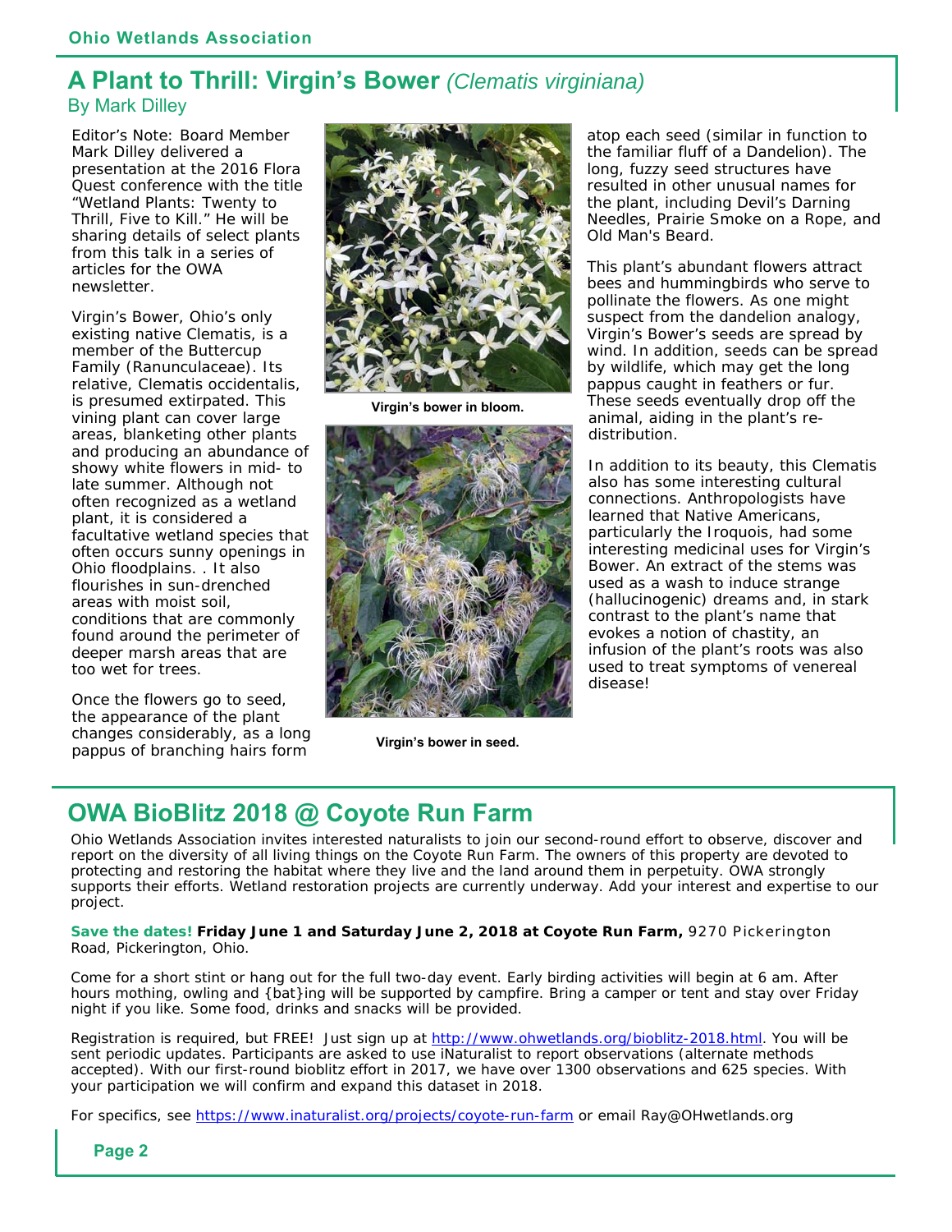## A Plant to Thrill: Virgin's Bower *(Clematis virginiana)*

By Mark Dilley

Editor's Note: Board Member Mark Dilley delivered a presentation at the 2016 Flora Quest conference with the title "Wetland Plants: Twenty to Thrill, Five to Kill." He will be sharing details of select plants from this talk in a series of articles for the OWA newsletter.

Virgin's Bower, Ohio's only existing native Clematis, is a member of the Buttercup Family (Ranunculaceae). Its relative, Clematis occidentalis, is presumed extirpated. This vining plant can cover large areas, blanketing other plants and producing an abundance of showy white flowers in mid- to late summer. Although not often recognized as a wetland plant, it is considered a facultative wetland species that often occurs sunny openings in Ohio floodplains. . It also flourishes in sun-drenched areas with moist soil, conditions that are commonly found around the perimeter of deeper marsh areas that are too wet for trees.

Once the flowers go to seed, the appearance of the plant changes considerably, as a long pappus of branching hairs form atop each seed (similar in function to the familiar fluff of a Dandelion). The long, fuzzy seed structures have resulted in other unusual names for the plant, including Devil's Darning Needles, Prairie Smoke on a Rope, and Old Man's Beard.

Virgin's bower in bloom.

Virgin's bower in seed.

This plant's abundant flowers attract bees and hummingbirds who serve to pollinate the flowers. As one might suspect from the dandelion analogy, Virgin's Bower's seeds are spread by wind. In addition, seeds can be spread by wildlife, which may get the long pappus caught in feathers or fur. These seeds eventually drop off the animal, aiding in the plant's re-distribution.

In addition to its beauty, this Clematis also has some interesting cultural connections. Anthropologists have learned that Native Americans, particularly the Iroquois, had some interesting medicinal uses for Virgin's Bower. An extract of the stems was used as a wash to induce strange (hallucinogenic) dreams and, in stark contrast to the plant's name that evokes a notion of chastity, an infusion of the plant's roots was also used to treat symptoms of venereal disease!

## OWA BioBlitz 2018 @ Coyote Run Farm

Ohio Wetlands Association invites interested naturalists to join our second-round effort to observe, discover and report on the diversity of all living things on the Coyote Run Farm. The owners of this property are devoted to protecting and restoring the habitat where they live and the land around them in perpetuity. OWA strongly supports their efforts. Wetland restoration projects are currently underway. Add your interest and expertise to our project.

**Save the dates! Friday June 1 and Saturday June 2, 2018 at Coyote Run Farm,** 9270 Pickerington Road, Pickerington, Ohio.

Come for a short stint or hang out for the full two-day event. Early birding activities will begin at 6 am. After hours mothing, owling and {bat}ing will be supported by campfire. Bring a camper or tent and stay over Friday night if you like. Some food, drinks and snacks will be provided.

Registration is required, but FREE! Just sign up at http://www.ohwetlands.org/bioblitz-2018.html. You will be sent periodic updates. Participants are asked to use iNaturalist to report observations (alternate methods accepted). With our first-round bioblitz effort in 2017, we have over 1300 observations and 625 species. With your participation we will confirm and expand this dataset in 2018.

For specifics, see https://www.inaturalist.org/projects/coyote-run-farm or email Ray@OHwetlands.org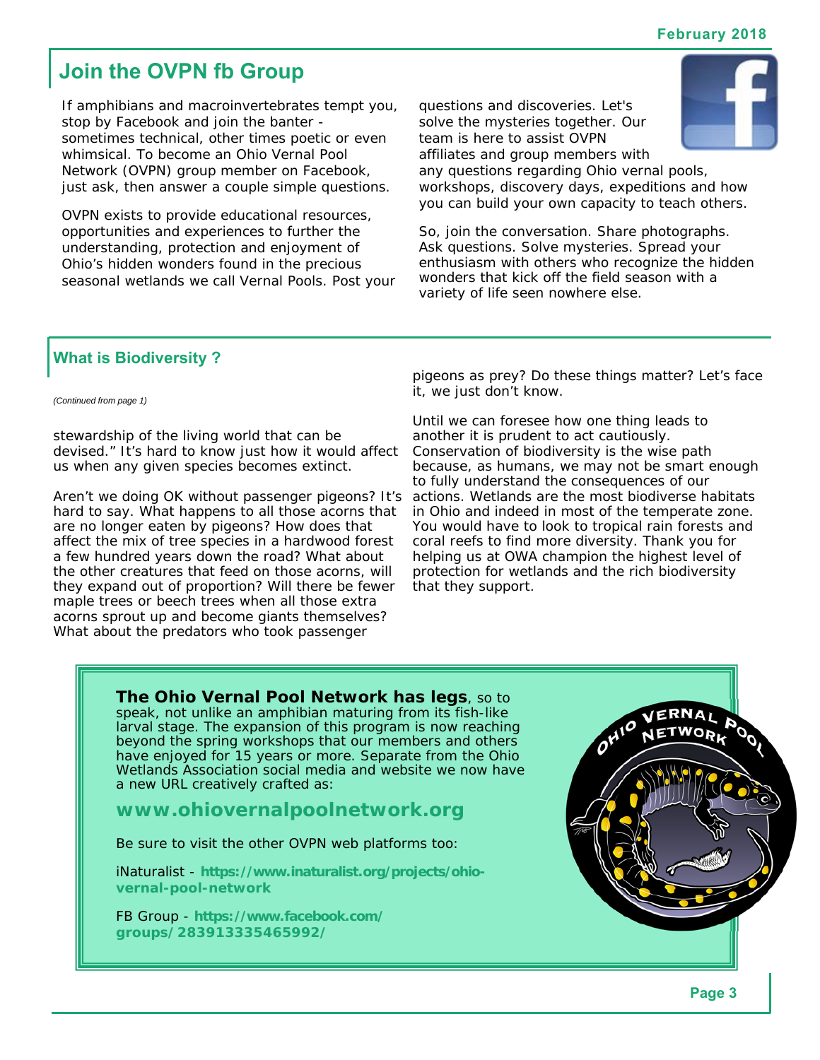## Join the OVPN fb Group

If amphibians and macroinvertebrates tempt you, stop by Facebook and join the banter - sometimes technical, other times poetic or even whimsical. To become an Ohio Vernal Pool Network (OVPN) group member on Facebook, just ask, then answer a couple simple questions.

OVPN exists to provide educational resources, opportunities and experiences to further the understanding, protection and enjoyment of Ohio's hidden wonders found in the precious seasonal wetlands we call Vernal Pools. Post your questions and discoveries. Let's solve the mysteries together. Our team is here to assist OVPN affiliates and group members with any questions regarding Ohio vernal pools, workshops, discovery days, expeditions and how you can build your own capacity to teach others.

So, join the conversation. Share photographs. Ask questions. Solve mysteries. Spread your enthusiasm with others who recognize the hidden wonders that kick off the field season with a variety of life seen nowhere else.

## What is Biodiversity ?

*(Continued from page 1)*

stewardship of the living world that can be devised." It's hard to know just how it would affect us when any given species becomes extinct.

Aren't we doing OK without passenger pigeons? It's hard to say. What happens to all those acorns that are no longer eaten by pigeons? How does that affect the mix of tree species in a hardwood forest a few hundred years down the road? What about the other creatures that feed on those acorns, will they expand out of proportion? Will there be fewer maple trees or beech trees when all those extra acorns sprout up and become giants themselves? What about the predators who took passenger pigeons as prey? Do these things matter? Let's face it, we just don't know.

Until we can foresee how one thing leads to another it is prudent to act cautiously. Conservation of biodiversity is the wise path because, as humans, we may not be smart enough to fully understand the consequences of our actions. Wetlands are the most biodiverse habitats in Ohio and indeed in most of the temperate zone. You would have to look to tropical rain forests and coral reefs to find more diversity. Thank you for helping us at OWA champion the highest level of protection for wetlands and the rich biodiversity that they support.

**The Ohio Vernal Pool Network has legs**, so to speak, not unlike an amphibian maturing from its fish-like larval stage. The expansion of this program is now reaching beyond the spring workshops that our members and others have enjoyed for 15 years or more. Separate from the Ohio Wetlands Association social media and website we now have a new URL creatively crafted as:

**www.ohiovernalpoolnetwork.org**

Be sure to visit the other OVPN web platforms too:

iNaturalist - **https://www.inaturalist.org/projects/ohio-vernal-pool-network**

FB Group - **https://www.facebook.com/groups/283913335465992/**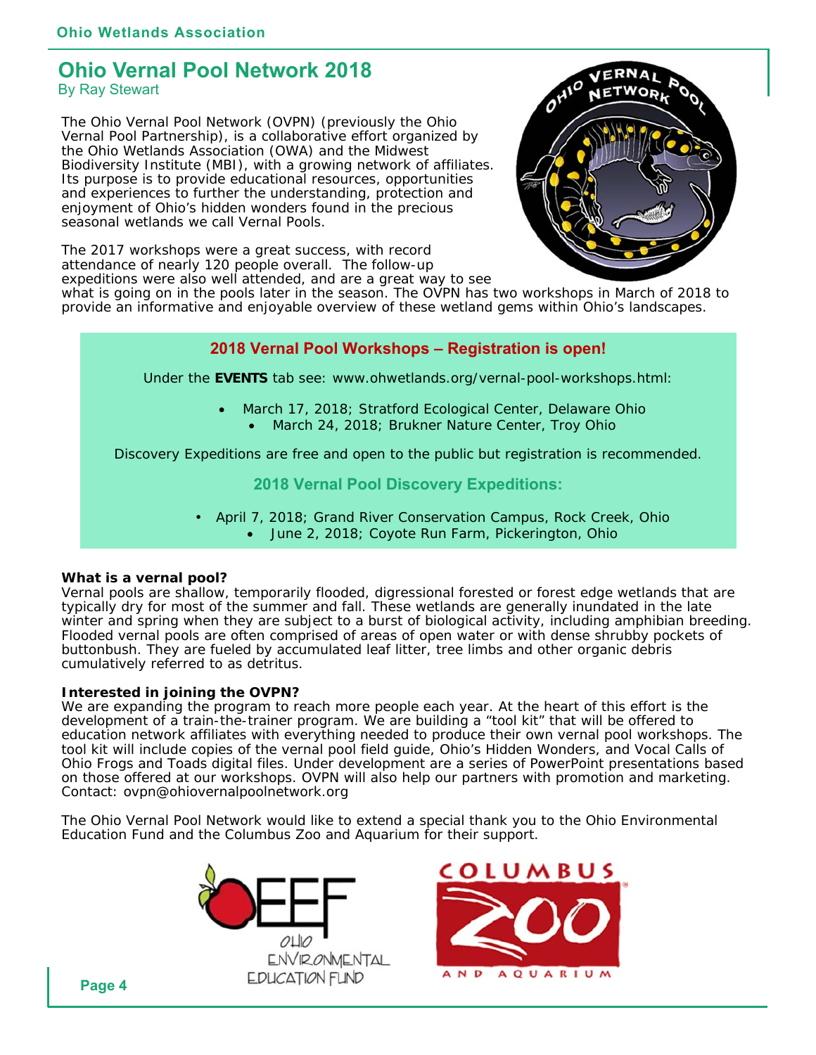## Ohio Vernal Pool Network 2018

By Ray Stewart

The Ohio Vernal Pool Network (OVPN) (previously the Ohio Vernal Pool Partnership), is a collaborative effort organized by the Ohio Wetlands Association (OWA) and the Midwest Biodiversity Institute (MBI), with a growing network of affiliates. Its purpose is to provide educational resources, opportunities and experiences to further the understanding, protection and enjoyment of Ohio's hidden wonders found in the precious seasonal wetlands we call Vernal Pools.

The 2017 workshops were a great success, with record attendance of nearly 120 people overall. The follow-up expeditions were also well attended, and are a great way to see what is going on in the pools later in the season. The OVPN has two workshops in March of 2018 to provide an informative and enjoyable overview of these wetland gems within Ohio's landscapes.

### 2018 Vernal Pool Workshops – Registration is open!

Under the **EVENTS** tab see: www.ohwetlands.org/vernal-pool-workshops.html:

- March 17, 2018; Stratford Ecological Center, Delaware Ohio
- March 24, 2018; Brukner Nature Center, Troy Ohio

Discovery Expeditions are free and open to the public but registration is recommended.

### 2018 Vernal Pool Discovery Expeditions:

- April 7, 2018; Grand River Conservation Campus, Rock Creek, Ohio
- June 2, 2018; Coyote Run Farm, Pickerington, Ohio

**What is a vernal pool?**

Vernal pools are shallow, temporarily flooded, digressional forested or forest edge wetlands that are typically dry for most of the summer and fall. These wetlands are generally inundated in the late winter and spring when they are subject to a burst of biological activity, including amphibian breeding. Flooded vernal pools are often comprised of areas of open water or with dense shrubby pockets of buttonbush. They are fueled by accumulated leaf litter, tree limbs and other organic debris cumulatively referred to as detritus.

**Interested in joining the OVPN?**

We are expanding the program to reach more people each year. At the heart of this effort is the development of a train-the-trainer program. We are building a "tool kit" that will be offered to education network affiliates with everything needed to produce their own vernal pool workshops. The tool kit will include copies of the vernal pool field guide, Ohio's Hidden Wonders, and Vocal Calls of Ohio Frogs and Toads digital files. Under development are a series of PowerPoint presentations based on those offered at our workshops. OVPN will also help our partners with promotion and marketing. Contact: ovpn@ohiovernalpoolnetwork.org

The Ohio Vernal Pool Network would like to extend a special thank you to the Ohio Environmental Education Fund and the Columbus Zoo and Aquarium for their support.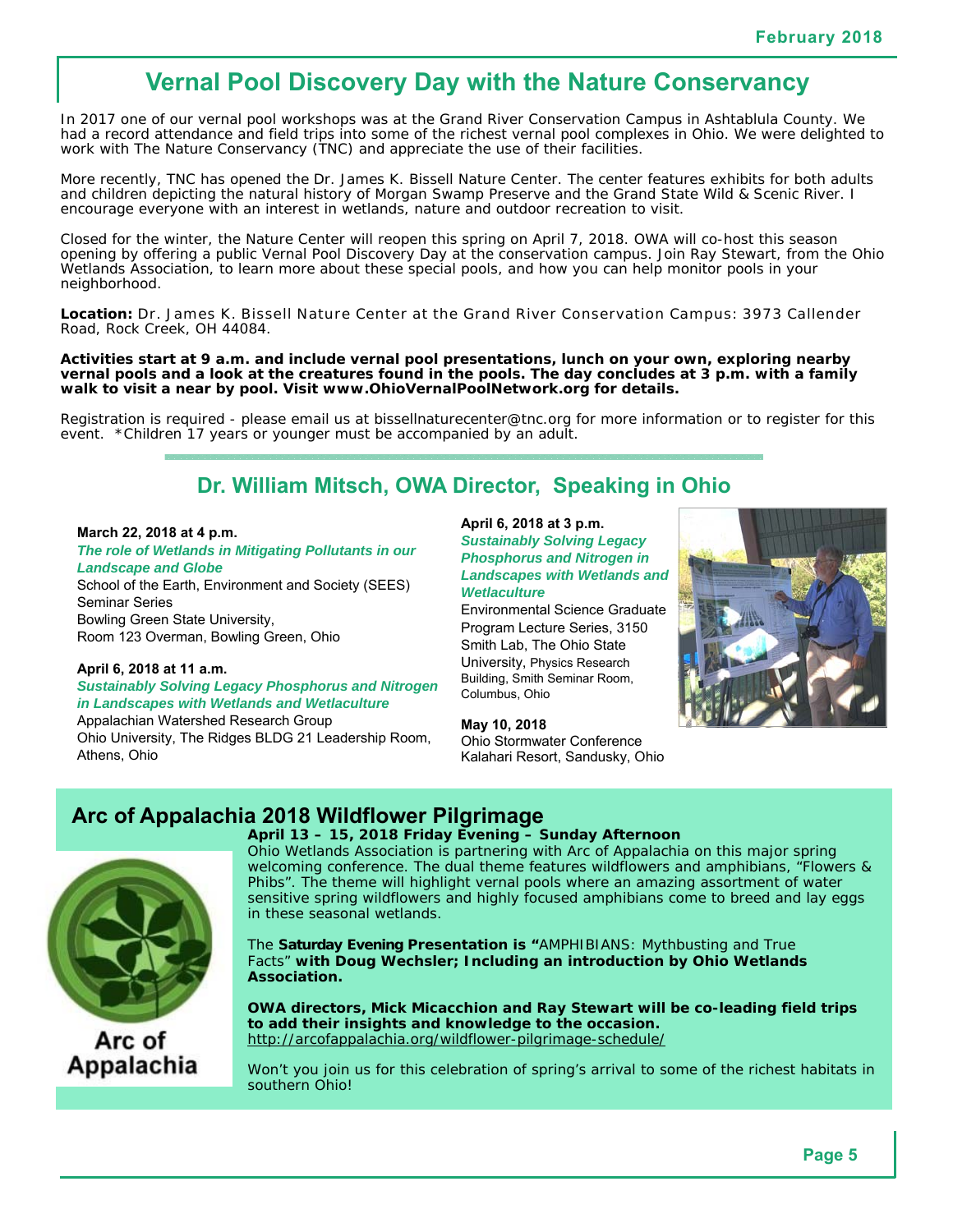# Vernal Pool Discovery Day with the Nature Conservancy

In 2017 one of our vernal pool workshops was at the Grand River Conservation Campus in Ashtablula County. We had a record attendance and field trips into some of the richest vernal pool complexes in Ohio. We were delighted to work with The Nature Conservancy (TNC) and appreciate the use of their facilities.

More recently, TNC has opened the Dr. James K. Bissell Nature Center. The center features exhibits for both adults and children depicting the natural history of Morgan Swamp Preserve and the Grand State Wild & Scenic River. I encourage everyone with an interest in wetlands, nature and outdoor recreation to visit.

Closed for the winter, the Nature Center will reopen this spring on April 7, 2018. OWA will co-host this season opening by offering a public Vernal Pool Discovery Day at the conservation campus. Join Ray Stewart, from the Ohio Wetlands Association, to learn more about these special pools, and how you can help monitor pools in your neighborhood.

**Location:** Dr. James K. Bissell Nature Center at the Grand River Conservation Campus: 3973 Callender Road, Rock Creek, OH 44084.

**Activities start at 9 a.m. and include vernal pool presentations, lunch on your own, exploring nearby vernal pools and a look at the creatures found in the pools. The day concludes at 3 p.m. with a family walk to visit a near by pool. Visit www.OhioVernalPoolNetwork.org for details.**

Registration is required - please email us at bissellnaturecenter@tnc.org for more information or to register for this event. *Children 17 years or younger must be accompanied by an adult.

## Dr. William Mitsch, OWA Director, Speaking in Ohio

**March 22, 2018 at 4 p.m.**
***The role of Wetlands in Mitigating Pollutants in our Landscape and Globe***
School of the Earth, Environment and Society (SEES) Seminar Series
Bowling Green State University,
Room 123 Overman, Bowling Green, Ohio

**April 6, 2018 at 11 a.m.**
***Sustainably Solving Legacy Phosphorus and Nitrogen in Landscapes with Wetlands and Wetlaculture***
Appalachian Watershed Research Group
Ohio University, The Ridges BLDG 21 Leadership Room, Athens, Ohio

**April 6, 2018 at 3 p.m.**
***Sustainably Solving Legacy Phosphorus and Nitrogen in Landscapes with Wetlands and Wetlaculture***
Environmental Science Graduate Program Lecture Series, 3150 Smith Lab, The Ohio State University, Physics Research Building, Smith Seminar Room, Columbus, Ohio

**May 10, 2018**
Ohio Stormwater Conference
Kalahari Resort, Sandusky, Ohio

## Arc of Appalachia 2018 Wildflower Pilgrimage

**April 13 – 15, 2018 Friday Evening – Sunday Afternoon**

Ohio Wetlands Association is partnering with Arc of Appalachia on this major spring welcoming conference. The dual theme features wildflowers and amphibians, "Flowers & Phibs". The theme will highlight vernal pools where an amazing assortment of water sensitive spring wildflowers and highly focused amphibians come to breed and lay eggs in these seasonal wetlands.

The **Saturday Evening Presentation is "**AMPHIBIANS: Mythbusting and True Facts" **with Doug Wechsler; Including an introduction by Ohio Wetlands Association.**

**OWA directors, Mick Micacchion and Ray Stewart will be co-leading field trips to add their insights and knowledge to the occasion.**
http://arcofappalachia.org/wildflower-pilgrimage-schedule/

Won't you join us for this celebration of spring's arrival to some of the richest habitats in southern Ohio!

Arc of Appalachia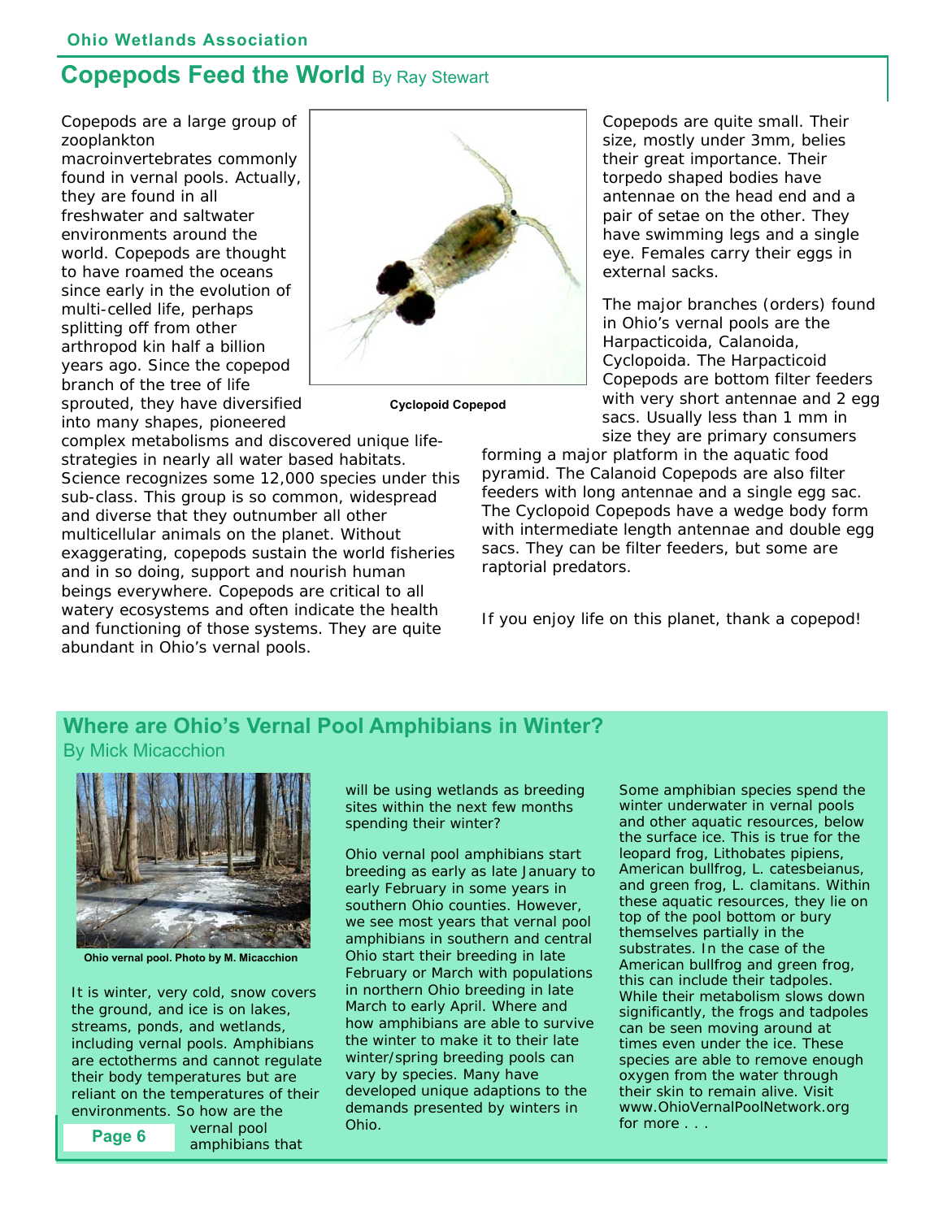## Copepods Feed the World By Ray Stewart

Copepods are a large group of zooplankton macroinvertebrates commonly found in vernal pools. Actually, they are found in all freshwater and saltwater environments around the world. Copepods are thought to have roamed the oceans since early in the evolution of multi-celled life, perhaps splitting off from other arthropod kin half a billion years ago. Since the copepod branch of the tree of life sprouted, they have diversified into many shapes, pioneered complex metabolisms and discovered unique life-strategies in nearly all water based habitats. Science recognizes some 12,000 species under this sub-class. This group is so common, widespread and diverse that they outnumber all other multicellular animals on the planet. Without exaggerating, copepods sustain the world fisheries and in so doing, support and nourish human beings everywhere. Copepods are critical to all watery ecosystems and often indicate the health and functioning of those systems. They are quite abundant in Ohio's vernal pools.

**Cyclopoid Copepod**

Copepods are quite small. Their size, mostly under 3mm, belies their great importance. Their torpedo shaped bodies have antennae on the head end and a pair of setae on the other. They have swimming legs and a single eye. Females carry their eggs in external sacks.

The major branches (orders) found in Ohio's vernal pools are the Harpacticoida, Calanoida, Cyclopoida. The Harpacticoid Copepods are bottom filter feeders with very short antennae and 2 egg sacs. Usually less than 1 mm in size they are primary consumers forming a major platform in the aquatic food pyramid. The Calanoid Copepods are also filter feeders with long antennae and a single egg sac. The Cyclopoid Copepods have a wedge body form with intermediate length antennae and double egg sacs. They can be filter feeders, but some are raptorial predators.

If you enjoy life on this planet, thank a copepod!

## Where are Ohio's Vernal Pool Amphibians in Winter?

By Mick Micacchion

**Ohio vernal pool. Photo by M. Micacchion**

It is winter, very cold, snow covers the ground, and ice is on lakes, streams, ponds, and wetlands, including vernal pools. Amphibians are ectotherms and cannot regulate their body temperatures but are reliant on the temperatures of their environments. So how are the vernal pool amphibians that will be using wetlands as breeding sites within the next few months spending their winter?

Ohio vernal pool amphibians start breeding as early as late January to early February in some years in southern Ohio counties. However, we see most years that vernal pool amphibians in southern and central Ohio start their breeding in late February or March with populations in northern Ohio breeding in late March to early April. Where and how amphibians are able to survive the winter to make it to their late winter/spring breeding pools can vary by species. Many have developed unique adaptions to the demands presented by winters in Ohio.

Some amphibian species spend the winter underwater in vernal pools and other aquatic resources, below the surface ice. This is true for the leopard frog, *Lithobates pipiens*, American bullfrog, *L. catesbeianus*, and green frog, *L. clamitans*. Within these aquatic resources, they lie on top of the pool bottom or bury themselves partially in the substrates. In the case of the American bullfrog and green frog, this can include their tadpoles. While their metabolism slows down significantly, the frogs and tadpoles can be seen moving around at times even under the ice. These species are able to remove enough oxygen from the water through their skin to remain alive. Visit www.OhioVernalPoolNetwork.org for more . . .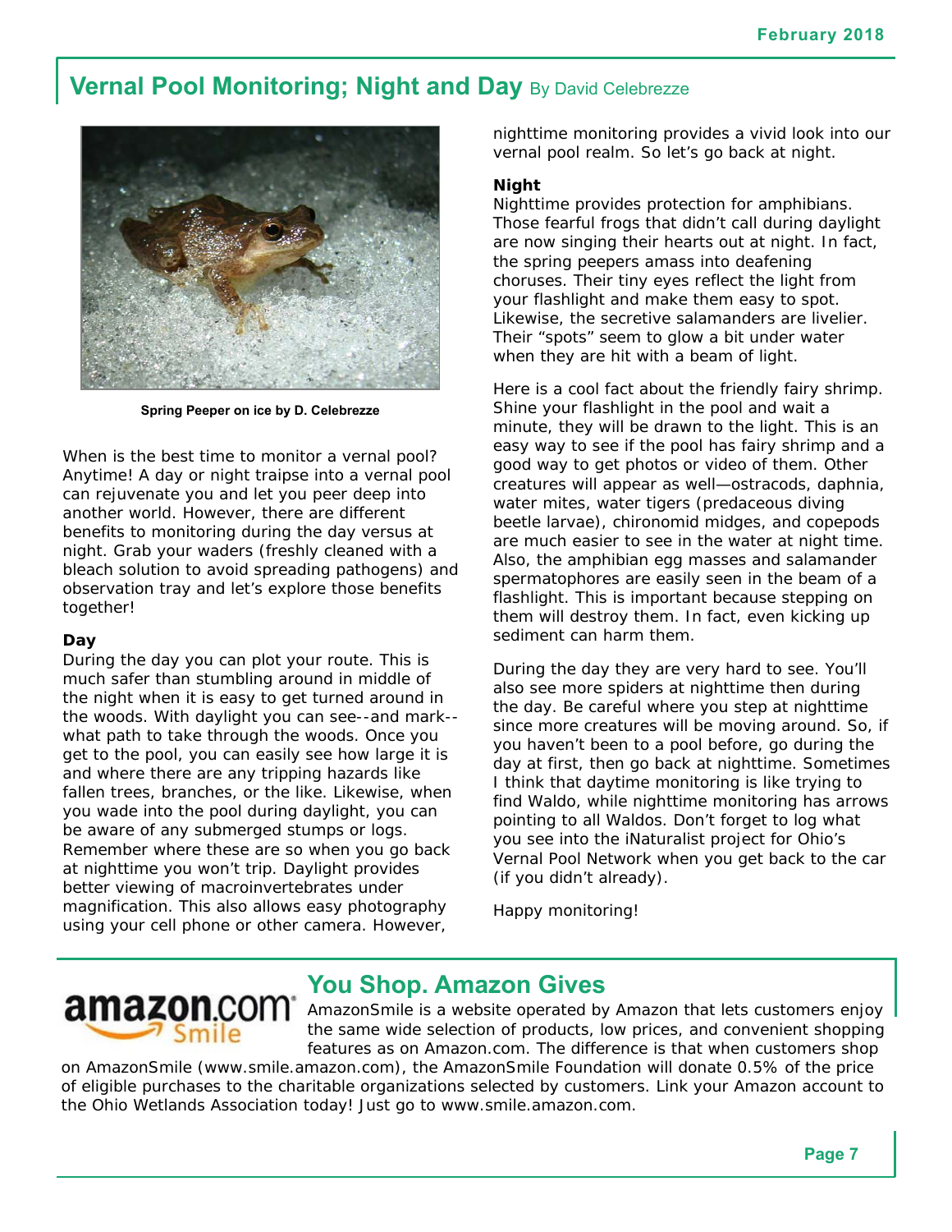## Vernal Pool Monitoring; Night and Day By David Celebrezze

Spring Peeper on ice by D. Celebrezze

When is the best time to monitor a vernal pool? Anytime! A day or night traipse into a vernal pool can rejuvenate you and let you peer deep into another world. However, there are different benefits to monitoring during the day versus at night. Grab your waders (freshly cleaned with a bleach solution to avoid spreading pathogens) and observation tray and let's explore those benefits together!

**Day**

During the day you can plot your route. This is much safer than stumbling around in middle of the night when it is easy to get turned around in the woods. With daylight you can see--and mark--what path to take through the woods. Once you get to the pool, you can easily see how large it is and where there are any tripping hazards like fallen trees, branches, or the like. Likewise, when you wade into the pool during daylight, you can be aware of any submerged stumps or logs. Remember where these are so when you go back at nighttime you won't trip. Daylight provides better viewing of macroinvertebrates under magnification. This also allows easy photography using your cell phone or other camera. However, nighttime monitoring provides a vivid look into our vernal pool realm. So let's go back at night.

**Night**

Nighttime provides protection for amphibians. Those fearful frogs that didn't call during daylight are now singing their hearts out at night. In fact, the spring peepers amass into deafening choruses. Their tiny eyes reflect the light from your flashlight and make them easy to spot. Likewise, the secretive salamanders are livelier. Their "spots" seem to glow a bit under water when they are hit with a beam of light.

Here is a cool fact about the friendly fairy shrimp. Shine your flashlight in the pool and wait a minute, they will be drawn to the light. This is an easy way to see if the pool has fairy shrimp and a good way to get photos or video of them. Other creatures will appear as well—ostracods, daphnia, water mites, water tigers (predaceous diving beetle larvae), chironomid midges, and copepods are much easier to see in the water at night time. Also, the amphibian egg masses and salamander spermatophores are easily seen in the beam of a flashlight. This is important because stepping on them will destroy them. In fact, even kicking up sediment can harm them.

During the day they are very hard to see. You'll also see more spiders at nighttime then during the day. Be careful where you step at nighttime since more creatures will be moving around. So, if you haven't been to a pool before, go during the day at first, then go back at nighttime. Sometimes I think that daytime monitoring is like trying to find Waldo, while nighttime monitoring has arrows pointing to all Waldos. Don't forget to log what you see into the iNaturalist project for Ohio's Vernal Pool Network when you get back to the car (if you didn't already).

Happy monitoring!

## You Shop. Amazon Gives

AmazonSmile is a website operated by Amazon that lets customers enjoy the same wide selection of products, low prices, and convenient shopping features as on Amazon.com. The difference is that when customers shop on AmazonSmile (www.smile.amazon.com), the AmazonSmile Foundation will donate 0.5% of the price of eligible purchases to the charitable organizations selected by customers. Link your Amazon account to the Ohio Wetlands Association today! Just go to www.smile.amazon.com.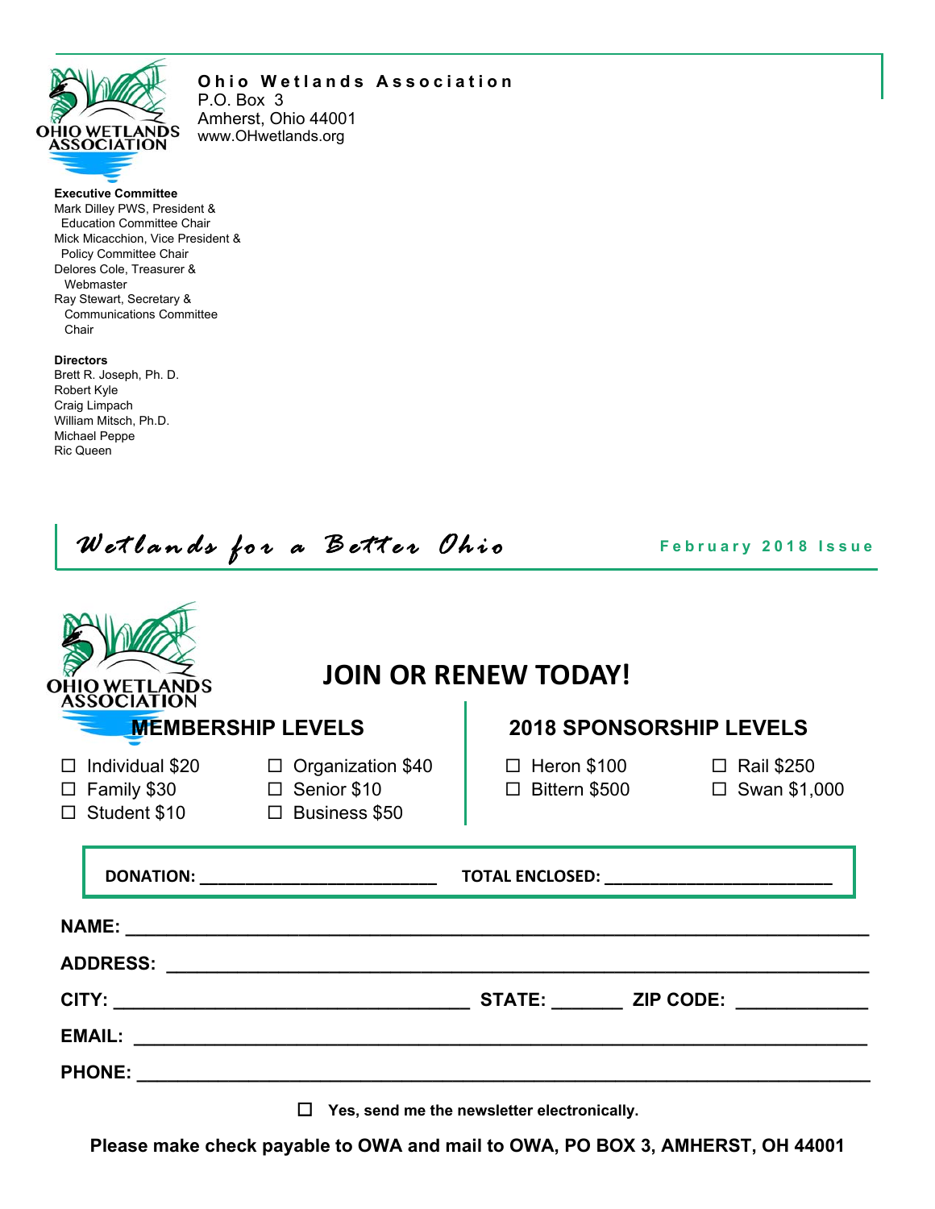**Ohio Wetlands Association**
P.O. Box 3
Amherst, Ohio 44001
www.OHwetlands.org

**Executive Committee**
Mark Dilley PWS, President & Education Committee Chair
Mick Micacchion, Vice President & Policy Committee Chair
Delores Cole, Treasurer & Webmaster
Ray Stewart, Secretary & Communications Committee Chair

**Directors**
Brett R. Joseph, Ph. D.
Robert Kyle
Craig Limpach
William Mitsch, Ph.D.
Michael Peppe
Ric Queen

*Wetlands for a Better Ohio* — February 2018 Issue

# JOIN OR RENEW TODAY!

## MEMBERSHIP LEVELS

- ☐ Individual $20
- ☐ Family $30
- ☐ Student $10
- ☐ Organization $40
- ☐ Senior $10
- ☐ Business $50

## 2018 SPONSORSHIP LEVELS

- ☐ Heron $100
- ☐ Bittern $500
- ☐ Rail $250
- ☐ Swan $1,000

**DONATION:** ___________________________ **TOTAL ENCLOSED:** __________________________

**NAME:** ______________________________________________________________________

**ADDRESS:** ____________________________________________________________________

**CITY:** ___________________________________ **STATE:** _______ **ZIP CODE:** _____________

**EMAIL:** ______________________________________________________________________

**PHONE:** ______________________________________________________________________

☐ **Yes, send me the newsletter electronically.**

**Please make check payable to OWA and mail to OWA, PO BOX 3, AMHERST, OH 44001**